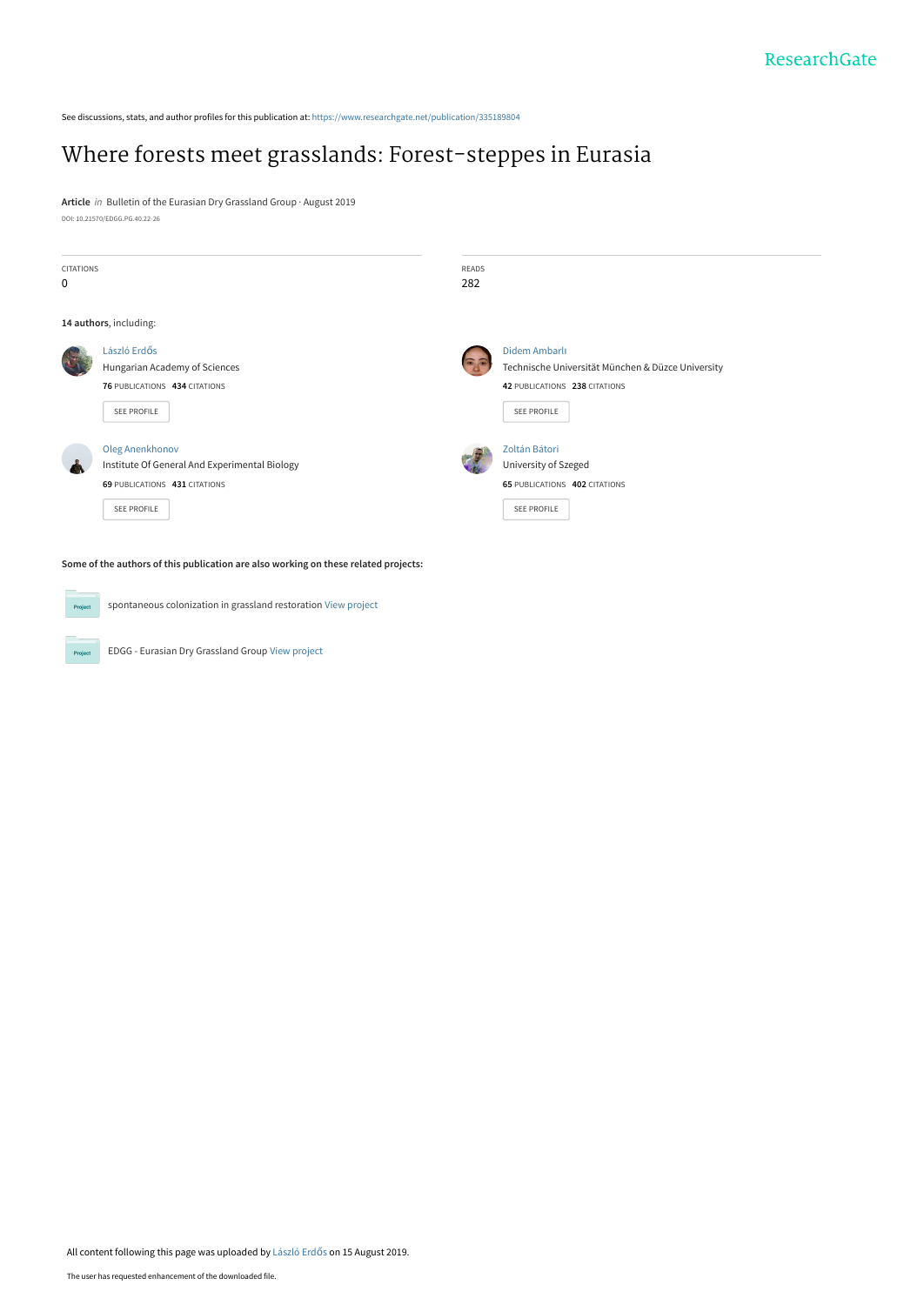See discussions, stats, and author profiles for this publication at: https://www.researchgate.net/publication/335189804

# Where forests meet grasslands: Forest-steppes in Eurasia

**Article** *in* Bulletin of the Eurasian Dry Grassland Group · August 2019

DOI: 10.21570/EDGG.PG.40.22-26

| CITATIONS | READS |
|---|---|
| 0 | 282 |

**14 authors**, including:

László Erdős
Hungarian Academy of Sciences
**76** PUBLICATIONS **434** CITATIONS
SEE PROFILE

Didem Ambarlı
Technische Universität München & Düzce University
**42** PUBLICATIONS **238** CITATIONS
SEE PROFILE

Oleg Anenkhonov
Institute Of General And Experimental Biology
**69** PUBLICATIONS **431** CITATIONS
SEE PROFILE

Zoltán Bátori
University of Szeged
**65** PUBLICATIONS **402** CITATIONS
SEE PROFILE

**Some of the authors of this publication are also working on these related projects:**

spontaneous colonization in grassland restoration View project

EDGG - Eurasian Dry Grassland Group View project

All content following this page was uploaded by László Erdős on 15 August 2019.

The user has requested enhancement of the downloaded file.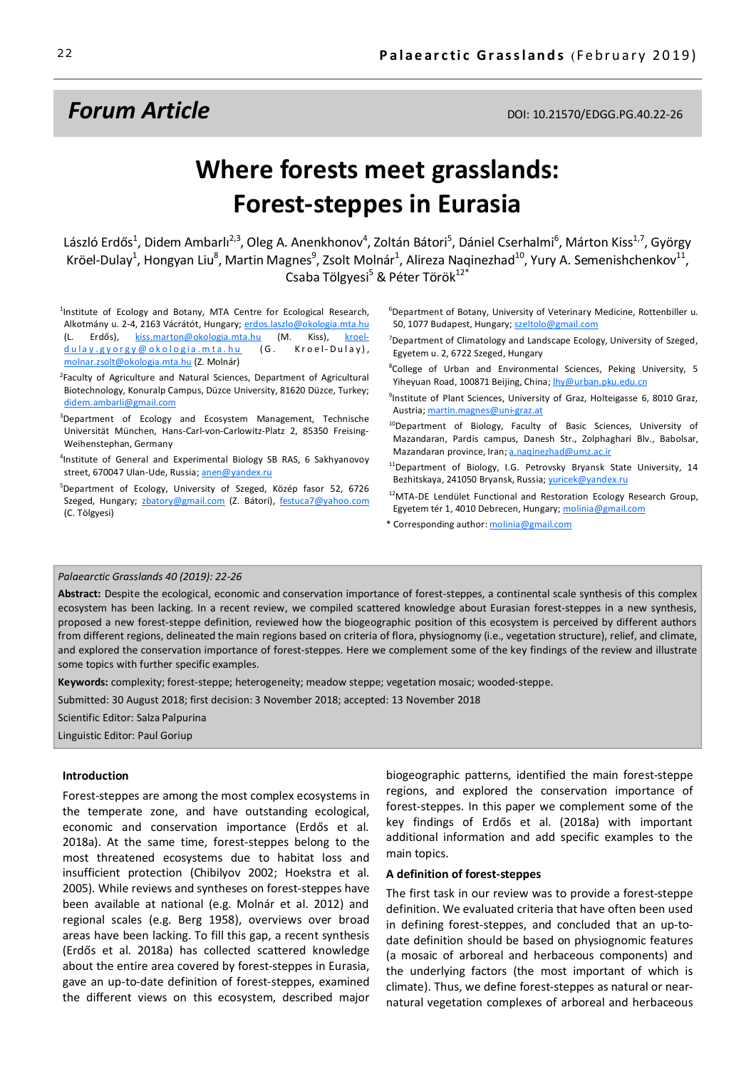## Forum Article

DOI: 10.21570/EDGG.PG.40.22-26

# Where forests meet grasslands: Forest-steppes in Eurasia

László Erdős[1], Didem Ambarlı[2,3], Oleg A. Anenkhonov[4], Zoltán Bátori[5], Dániel Cserhalmi[6], Márton Kiss[1,7], György Kröel-Dulay[1], Hongyan Liu[8], Martin Magnes[9], Zsolt Molnár[1], Alireza Naqinezhad[10], Yury A. Semenishchenkov[11], Csaba Tölgyesi[5] & Péter Török[12*]

[1]Institute of Ecology and Botany, MTA Centre for Ecological Research, Alkotmány u. 2-4, 2163 Vácrátót, Hungary; erdos.laszlo@okologia.mta.hu (L. Erdős), kiss.marton@okologia.mta.hu (M. Kiss), kroel-dulay.gyorgy@okologia.mta.hu (G. Kroel-Dulay), molnar.zsolt@okologia.mta.hu (Z. Molnár)

[2]Faculty of Agriculture and Natural Sciences, Department of Agricultural Biotechnology, Konuralp Campus, Düzce University, 81620 Düzce, Turkey; didem.ambarli@gmail.com

[3]Department of Ecology and Ecosystem Management, Technische Universität München, Hans-Carl-von-Carlowitz-Platz 2, 85350 Freising-Weihenstephan, Germany

[4]Institute of General and Experimental Biology SB RAS, 6 Sakhyanovoy street, 670047 Ulan-Ude, Russia; anen@yandex.ru

[5]Department of Ecology, University of Szeged, Közép fasor 52, 6726 Szeged, Hungary; zbatory@gmail.com (Z. Bátori), festuca7@yahoo.com (C. Tölgyesi)

[6]Department of Botany, University of Veterinary Medicine, Rottenbiller u. 50, 1077 Budapest, Hungary; szeltolo@gmail.com

[7]Department of Climatology and Landscape Ecology, University of Szeged, Egyetem u. 2, 6722 Szeged, Hungary

[8]College of Urban and Environmental Sciences, Peking University, 5 Yiheyuan Road, 100871 Beijing, China; lhy@urban.pku.edu.cn

[9]Institute of Plant Sciences, University of Graz, Holteigasse 6, 8010 Graz, Austria; martin.magnes@uni-graz.at

[10]Department of Biology, Faculty of Basic Sciences, University of Mazandaran, Pardis campus, Danesh Str., Zolphaghari Blv., Babolsar, Mazandaran province, Iran; a.naqinezhad@umz.ac.ir

[11]Department of Biology, I.G. Petrovsky Bryansk State University, 14 Bezhitskaya, 241050 Bryansk, Russia; yuricek@yandex.ru

[12]MTA-DE Lendület Functional and Restoration Ecology Research Group, Egyetem tér 1, 4010 Debrecen, Hungary; molinia@gmail.com

* Corresponding author: molinia@gmail.com

*Palaearctic Grasslands 40 (2019): 22-26*

**Abstract:** Despite the ecological, economic and conservation importance of forest-steppes, a continental scale synthesis of this complex ecosystem has been lacking. In a recent review, we compiled scattered knowledge about Eurasian forest-steppes in a new synthesis, proposed a new forest-steppe definition, reviewed how the biogeographic position of this ecosystem is perceived by different authors from different regions, delineated the main regions based on criteria of flora, physiognomy (i.e., vegetation structure), relief, and climate, and explored the conservation importance of forest-steppes. Here we complement some of the key findings of the review and illustrate some topics with further specific examples.

**Keywords:** complexity; forest-steppe; heterogeneity; meadow steppe; vegetation mosaic; wooded-steppe.

Submitted: 30 August 2018; first decision: 3 November 2018; accepted: 13 November 2018

Scientific Editor: Salza Palpurina

Linguistic Editor: Paul Goriup

### Introduction

Forest-steppes are among the most complex ecosystems in the temperate zone, and have outstanding ecological, economic and conservation importance (Erdős et al. 2018a). At the same time, forest-steppes belong to the most threatened ecosystems due to habitat loss and insufficient protection (Chibilyov 2002; Hoekstra et al. 2005). While reviews and syntheses on forest-steppes have been available at national (e.g. Molnár et al. 2012) and regional scales (e.g. Berg 1958), overviews over broad areas have been lacking. To fill this gap, a recent synthesis (Erdős et al. 2018a) has collected scattered knowledge about the entire area covered by forest-steppes in Eurasia, gave an up-to-date definition of forest-steppes, examined the different views on this ecosystem, described major biogeographic patterns, identified the main forest-steppe regions, and explored the conservation importance of forest-steppes. In this paper we complement some of the key findings of Erdős et al. (2018a) with important additional information and add specific examples to the main topics.

### A definition of forest-steppes

The first task in our review was to provide a forest-steppe definition. We evaluated criteria that have often been used in defining forest-steppes, and concluded that an up-to-date definition should be based on physiognomic features (a mosaic of arboreal and herbaceous components) and the underlying factors (the most important of which is climate). Thus, we define forest-steppes as natural or near-natural vegetation complexes of arboreal and herbaceous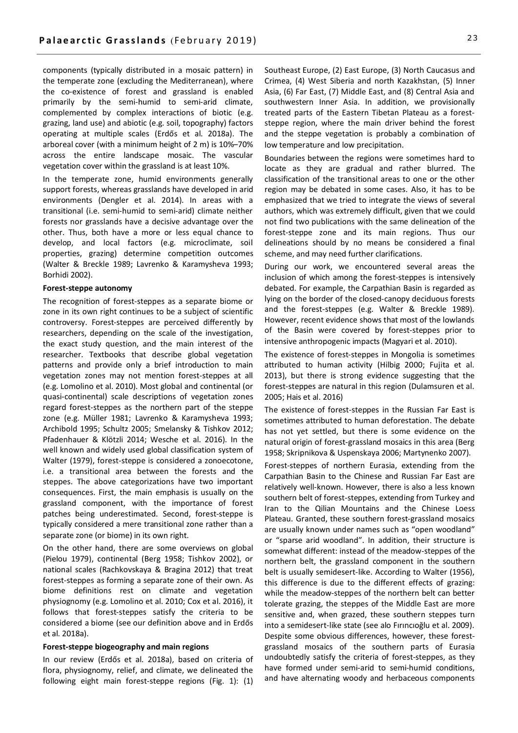components (typically distributed in a mosaic pattern) in the temperate zone (excluding the Mediterranean), where the co-existence of forest and grassland is enabled primarily by the semi-humid to semi-arid climate, complemented by complex interactions of biotic (e.g. grazing, land use) and abiotic (e.g. soil, topography) factors operating at multiple scales (Erdős et al. 2018a). The arboreal cover (with a minimum height of 2 m) is 10%–70% across the entire landscape mosaic. The vascular vegetation cover within the grassland is at least 10%.

In the temperate zone, humid environments generally support forests, whereas grasslands have developed in arid environments (Dengler et al. 2014). In areas with a transitional (i.e. semi-humid to semi-arid) climate neither forests nor grasslands have a decisive advantage over the other. Thus, both have a more or less equal chance to develop, and local factors (e.g. microclimate, soil properties, grazing) determine competition outcomes (Walter & Breckle 1989; Lavrenko & Karamysheva 1993; Borhidi 2002).

**Forest-steppe autonomy**

The recognition of forest-steppes as a separate biome or zone in its own right continues to be a subject of scientific controversy. Forest-steppes are perceived differently by researchers, depending on the scale of the investigation, the exact study question, and the main interest of the researcher. Textbooks that describe global vegetation patterns and provide only a brief introduction to main vegetation zones may not mention forest-steppes at all (e.g. Lomolino et al. 2010). Most global and continental (or quasi-continental) scale descriptions of vegetation zones regard forest-steppes as the northern part of the steppe zone (e.g. Müller 1981; Lavrenko & Karamysheva 1993; Archibold 1995; Schultz 2005; Smelansky & Tishkov 2012; Pfadenhauer & Klötzli 2014; Wesche et al. 2016). In the well known and widely used global classification system of Walter (1979), forest-steppe is considered a zonoecotone, i.e. a transitional area between the forests and the steppes. The above categorizations have two important consequences. First, the main emphasis is usually on the grassland component, with the importance of forest patches being underestimated. Second, forest-steppe is typically considered a mere transitional zone rather than a separate zone (or biome) in its own right.

On the other hand, there are some overviews on global (Pielou 1979), continental (Berg 1958; Tishkov 2002), or national scales (Rachkovskaya & Bragina 2012) that treat forest-steppes as forming a separate zone of their own. As biome definitions rest on climate and vegetation physiognomy (e.g. Lomolino et al. 2010; Cox et al. 2016), it follows that forest-steppes satisfy the criteria to be considered a biome (see our definition above and in Erdős et al. 2018a).

**Forest-steppe biogeography and main regions**

In our review (Erdős et al. 2018a), based on criteria of flora, physiognomy, relief, and climate, we delineated the following eight main forest-steppe regions (Fig. 1): (1) Southeast Europe, (2) East Europe, (3) North Caucasus and Crimea, (4) West Siberia and north Kazakhstan, (5) Inner Asia, (6) Far East, (7) Middle East, and (8) Central Asia and southwestern Inner Asia. In addition, we provisionally treated parts of the Eastern Tibetan Plateau as a forest-steppe region, where the main driver behind the forest and the steppe vegetation is probably a combination of low temperature and low precipitation.

Boundaries between the regions were sometimes hard to locate as they are gradual and rather blurred. The classification of the transitional areas to one or the other region may be debated in some cases. Also, it has to be emphasized that we tried to integrate the views of several authors, which was extremely difficult, given that we could not find two publications with the same delineation of the forest-steppe zone and its main regions. Thus our delineations should by no means be considered a final scheme, and may need further clarifications.

During our work, we encountered several areas the inclusion of which among the forest-steppes is intensively debated. For example, the Carpathian Basin is regarded as lying on the border of the closed-canopy deciduous forests and the forest-steppes (e.g. Walter & Breckle 1989). However, recent evidence shows that most of the lowlands of the Basin were covered by forest-steppes prior to intensive anthropogenic impacts (Magyari et al. 2010).

The existence of forest-steppes in Mongolia is sometimes attributed to human activity (Hilbig 2000; Fujita et al. 2013), but there is strong evidence suggesting that the forest-steppes are natural in this region (Dulamsuren et al. 2005; Hais et al. 2016)

The existence of forest-steppes in the Russian Far East is sometimes attributed to human deforestation. The debate has not yet settled, but there is some evidence on the natural origin of forest-grassland mosaics in this area (Berg 1958; Skripnikova & Uspenskaya 2006; Martynenko 2007).

Forest-steppes of northern Eurasia, extending from the Carpathian Basin to the Chinese and Russian Far East are relatively well-known. However, there is also a less known southern belt of forest-steppes, extending from Turkey and Iran to the Qilian Mountains and the Chinese Loess Plateau. Granted, these southern forest-grassland mosaics are usually known under names such as "open woodland" or "sparse arid woodland". In addition, their structure is somewhat different: instead of the meadow-steppes of the northern belt, the grassland component in the southern belt is usually semidesert-like. According to Walter (1956), this difference is due to the different effects of grazing: while the meadow-steppes of the northern belt can better tolerate grazing, the steppes of the Middle East are more sensitive and, when grazed, these southern steppes turn into a semidesert-like state (see alo Fırıncıoğlu et al. 2009). Despite some obvious differences, however, these forest-grassland mosaics of the southern parts of Eurasia undoubtedly satisfy the criteria of forest-steppes, as they have formed under semi-arid to semi-humid conditions, and have alternating woody and herbaceous components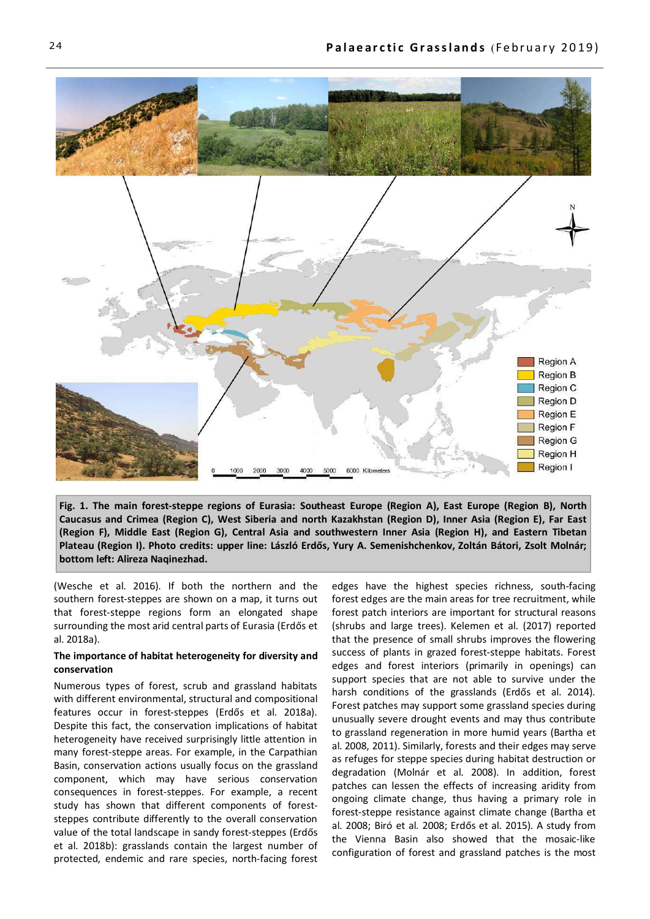Fig. 1. The main forest-steppe regions of Eurasia: Southeast Europe (Region A), East Europe (Region B), North Caucasus and Crimea (Region C), West Siberia and north Kazakhstan (Region D), Inner Asia (Region E), Far East (Region F), Middle East (Region G), Central Asia and southwestern Inner Asia (Region H), and Eastern Tibetan Plateau (Region I). Photo credits: upper line: László Erdős, Yury A. Semenishchenkov, Zoltán Bátori, Zsolt Molnár; bottom left: Alireza Naqinezhad.

(Wesche et al. 2016). If both the northern and the southern forest-steppes are shown on a map, it turns out that forest-steppe regions form an elongated shape surrounding the most arid central parts of Eurasia (Erdős et al. 2018a).

**The importance of habitat heterogeneity for diversity and conservation**

Numerous types of forest, scrub and grassland habitats with different environmental, structural and compositional features occur in forest-steppes (Erdős et al. 2018a). Despite this fact, the conservation implications of habitat heterogeneity have received surprisingly little attention in many forest-steppe areas. For example, in the Carpathian Basin, conservation actions usually focus on the grassland component, which may have serious conservation consequences in forest-steppes. For example, a recent study has shown that different components of forest-steppes contribute differently to the overall conservation value of the total landscape in sandy forest-steppes (Erdős et al. 2018b): grasslands contain the largest number of protected, endemic and rare species, north-facing forest edges have the highest species richness, south-facing forest edges are the main areas for tree recruitment, while forest patch interiors are important for structural reasons (shrubs and large trees). Kelemen et al. (2017) reported that the presence of small shrubs improves the flowering success of plants in grazed forest-steppe habitats. Forest edges and forest interiors (primarily in openings) can support species that are not able to survive under the harsh conditions of the grasslands (Erdős et al. 2014). Forest patches may support some grassland species during unusually severe drought events and may thus contribute to grassland regeneration in more humid years (Bartha et al. 2008, 2011). Similarly, forests and their edges may serve as refuges for steppe species during habitat destruction or degradation (Molnár et al. 2008). In addition, forest patches can lessen the effects of increasing aridity from ongoing climate change, thus having a primary role in forest-steppe resistance against climate change (Bartha et al. 2008; Biró et al. 2008; Erdős et al. 2015). A study from the Vienna Basin also showed that the mosaic-like configuration of forest and grassland patches is the most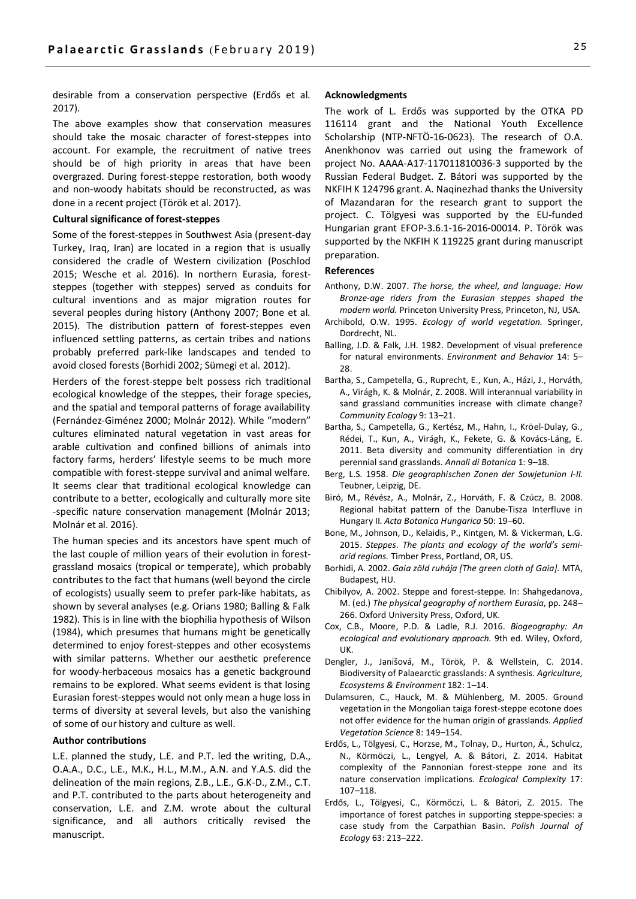desirable from a conservation perspective (Erdős et al. 2017).

The above examples show that conservation measures should take the mosaic character of forest-steppes into account. For example, the recruitment of native trees should be of high priority in areas that have been overgrazed. During forest-steppe restoration, both woody and non-woody habitats should be reconstructed, as was done in a recent project (Török et al. 2017).

**Cultural significance of forest-steppes**

Some of the forest-steppes in Southwest Asia (present-day Turkey, Iraq, Iran) are located in a region that is usually considered the cradle of Western civilization (Poschlod 2015; Wesche et al. 2016). In northern Eurasia, forest-steppes (together with steppes) served as conduits for cultural inventions and as major migration routes for several peoples during history (Anthony 2007; Bone et al. 2015). The distribution pattern of forest-steppes even influenced settling patterns, as certain tribes and nations probably preferred park-like landscapes and tended to avoid closed forests (Borhidi 2002; Sümegi et al. 2012).

Herders of the forest-steppe belt possess rich traditional ecological knowledge of the steppes, their forage species, and the spatial and temporal patterns of forage availability (Fernández-Giménez 2000; Molnár 2012). While "modern" cultures eliminated natural vegetation in vast areas for arable cultivation and confined billions of animals into factory farms, herders' lifestyle seems to be much more compatible with forest-steppe survival and animal welfare. It seems clear that traditional ecological knowledge can contribute to a better, ecologically and culturally more site-specific nature conservation management (Molnár 2013; Molnár et al. 2016).

The human species and its ancestors have spent much of the last couple of million years of their evolution in forest-grassland mosaics (tropical or temperate), which probably contributes to the fact that humans (well beyond the circle of ecologists) usually seem to prefer park-like habitats, as shown by several analyses (e.g. Orians 1980; Balling & Falk 1982). This is in line with the biophilia hypothesis of Wilson (1984), which presumes that humans might be genetically determined to enjoy forest-steppes and other ecosystems with similar patterns. Whether our aesthetic preference for woody-herbaceous mosaics has a genetic background remains to be explored. What seems evident is that losing Eurasian forest-steppes would not only mean a huge loss in terms of diversity at several levels, but also the vanishing of some of our history and culture as well.

**Author contributions**

L.E. planned the study, L.E. and P.T. led the writing, D.A., O.A.A., D.C., L.E., M.K., H.L., M.M., A.N. and Y.A.S. did the delineation of the main regions, Z.B., L.E., G.K-D., Z.M., C.T. and P.T. contributed to the parts about heterogeneity and conservation, L.E. and Z.M. wrote about the cultural significance, and all authors critically revised the manuscript.

**Acknowledgments**

The work of L. Erdős was supported by the OTKA PD 116114 grant and the National Youth Excellence Scholarship (NTP-NFTÖ-16-0623). The research of O.A. Anenkhonov was carried out using the framework of project No. AAAA-A17-117011810036-3 supported by the Russian Federal Budget. Z. Bátori was supported by the NKFIH K 124796 grant. A. Naqinezhad thanks the University of Mazandaran for the research grant to support the project. C. Tölgyesi was supported by the EU-funded Hungarian grant EFOP-3.6.1-16-2016-00014. P. Török was supported by the NKFIH K 119225 grant during manuscript preparation.

**References**

Anthony, D.W. 2007. *The horse, the wheel, and language: How Bronze-age riders from the Eurasian steppes shaped the modern world.* Princeton University Press, Princeton, NJ, USA.

Archibold, O.W. 1995. *Ecology of world vegetation.* Springer, Dordrecht, NL.

Balling, J.D. & Falk, J.H. 1982. Development of visual preference for natural environments. *Environment and Behavior* 14: 5–28.

Bartha, S., Campetella, G., Ruprecht, E., Kun, A., Házi, J., Horváth, A., Virágh, K. & Molnár, Z. 2008. Will interannual variability in sand grassland communities increase with climate change? *Community Ecology* 9: 13–21.

Bartha, S., Campetella, G., Kertész, M., Hahn, I., Kröel-Dulay, G., Rédei, T., Kun, A., Virágh, K., Fekete, G. & Kovács-Láng, E. 2011. Beta diversity and community differentiation in dry perennial sand grasslands. *Annali di Botanica* 1: 9–18.

Berg, L.S. 1958. *Die geographischen Zonen der Sowjetunion I-II.* Teubner, Leipzig, DE.

Biró, M., Révész, A., Molnár, Z., Horváth, F. & Czúcz, B. 2008. Regional habitat pattern of the Danube-Tisza Interfluve in Hungary II. *Acta Botanica Hungarica* 50: 19–60.

Bone, M., Johnson, D., Kelaidis, P., Kintgen, M. & Vickerman, L.G. 2015. *Steppes. The plants and ecology of the world's semi-arid regions.* Timber Press, Portland, OR, US.

Borhidi, A. 2002. *Gaia zöld ruhája [The green cloth of Gaia].* MTA, Budapest, HU.

Chibilyov, A. 2002. Steppe and forest-steppe. In: Shahgedanova, M. (ed.) *The physical geography of northern Eurasia*, pp. 248–266. Oxford University Press, Oxford, UK.

Cox, C.B., Moore, P.D. & Ladle, R.J. 2016. *Biogeography: An ecological and evolutionary approach.* 9th ed. Wiley, Oxford, UK.

Dengler, J., Janišová, M., Török, P. & Wellstein, C. 2014. Biodiversity of Palaearctic grasslands: A synthesis. *Agriculture, Ecosystems & Environment* 182: 1–14.

Dulamsuren, C., Hauck, M. & Mühlenberg, M. 2005. Ground vegetation in the Mongolian taiga forest-steppe ecotone does not offer evidence for the human origin of grasslands. *Applied Vegetation Science* 8: 149–154.

Erdős, L., Tölgyesi, C., Horzse, M., Tolnay, D., Hurton, Á., Schulcz, N., Körmöczi, L., Lengyel, A. & Bátori, Z. 2014. Habitat complexity of the Pannonian forest-steppe zone and its nature conservation implications. *Ecological Complexity* 17: 107–118.

Erdős, L., Tölgyesi, C., Körmöczi, L. & Bátori, Z. 2015. The importance of forest patches in supporting steppe-species: a case study from the Carpathian Basin. *Polish Journal of Ecology* 63: 213–222.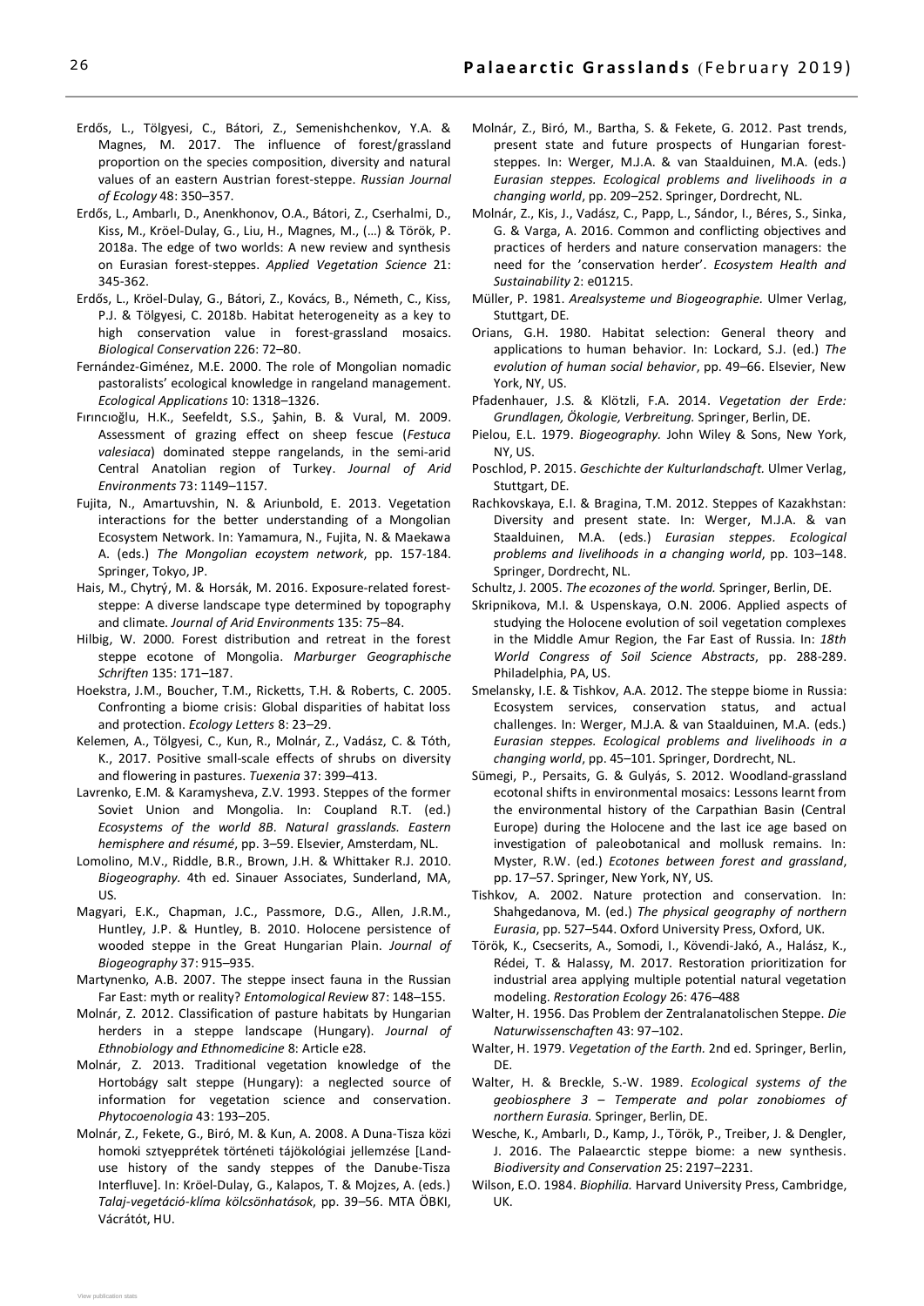Erdős, L., Tölgyesi, C., Bátori, Z., Semenishchenkov, Y.A. & Magnes, M. 2017. The influence of forest/grassland proportion on the species composition, diversity and natural values of an eastern Austrian forest-steppe. *Russian Journal of Ecology* 48: 350–357.

Erdős, L., Ambarlı, D., Anenkhonov, O.A., Bátori, Z., Cserhalmi, D., Kiss, M., Kröel-Dulay, G., Liu, H., Magnes, M., (…) & Török, P. 2018a. The edge of two worlds: A new review and synthesis on Eurasian forest-steppes. *Applied Vegetation Science* 21: 345-362.

Erdős, L., Kröel-Dulay, G., Bátori, Z., Kovács, B., Németh, C., Kiss, P.J. & Tölgyesi, C. 2018b. Habitat heterogeneity as a key to high conservation value in forest-grassland mosaics. *Biological Conservation* 226: 72–80.

Fernández-Giménez, M.E. 2000. The role of Mongolian nomadic pastoralists' ecological knowledge in rangeland management. *Ecological Applications* 10: 1318–1326.

Fırıncıoğlu, H.K., Seefeldt, S.S., Şahin, B. & Vural, M. 2009. Assessment of grazing effect on sheep fescue (*Festuca valesiaca*) dominated steppe rangelands, in the semi-arid Central Anatolian region of Turkey. *Journal of Arid Environments* 73: 1149–1157.

Fujita, N., Amartuvshin, N. & Ariunbold, E. 2013. Vegetation interactions for the better understanding of a Mongolian Ecosystem Network. In: Yamamura, N., Fujita, N. & Maekawa A. (eds.) *The Mongolian ecosystem network*, pp. 157-184. Springer, Tokyo, JP.

Hais, M., Chytrý, M. & Horsák, M. 2016. Exposure-related forest-steppe: A diverse landscape type determined by topography and climate. *Journal of Arid Environments* 135: 75–84.

Hilbig, W. 2000. Forest distribution and retreat in the forest steppe ecotone of Mongolia. *Marburger Geographische Schriften* 135: 171–187.

Hoekstra, J.M., Boucher, T.M., Ricketts, T.H. & Roberts, C. 2005. Confronting a biome crisis: Global disparities of habitat loss and protection. *Ecology Letters* 8: 23–29.

Kelemen, A., Tölgyesi, C., Kun, R., Molnár, Z., Vadász, C. & Tóth, K., 2017. Positive small-scale effects of shrubs on diversity and flowering in pastures. *Tuexenia* 37: 399–413.

Lavrenko, E.M. & Karamysheva, Z.V. 1993. Steppes of the former Soviet Union and Mongolia. In: Coupland R.T. (ed.) *Ecosystems of the world 8B. Natural grasslands. Eastern hemisphere and résumé*, pp. 3–59. Elsevier, Amsterdam, NL.

Lomolino, M.V., Riddle, B.R., Brown, J.H. & Whittaker R.J. 2010. *Biogeography*. 4th ed. Sinauer Associates, Sunderland, MA, US.

Magyari, E.K., Chapman, J.C., Passmore, D.G., Allen, J.R.M., Huntley, J.P. & Huntley, B. 2010. Holocene persistence of wooded steppe in the Great Hungarian Plain. *Journal of Biogeography* 37: 915–935.

Martynenko, A.B. 2007. The steppe insect fauna in the Russian Far East: myth or reality? *Entomological Review* 87: 148–155.

Molnár, Z. 2012. Classification of pasture habitats by Hungarian herders in a steppe landscape (Hungary). *Journal of Ethnobiology and Ethnomedicine* 8: Article e28.

Molnár, Z. 2013. Traditional vegetation knowledge of the Hortobágy salt steppe (Hungary): a neglected source of information for vegetation science and conservation. *Phytocoenologia* 43: 193–205.

Molnár, Z., Fekete, G., Biró, M. & Kun, A. 2008. A Duna-Tisza közi homoki sztyepprétek történeti tájökológiai jellemzése [Land-use history of the sandy steppes of the Danube-Tisza Interfluve]. In: Kröel-Dulay, G., Kalapos, T. & Mojzes, A. (eds.) *Talaj-vegetáció-klíma kölcsönhatások*, pp. 39–56. MTA ÖBKI, Vácrátót, HU.

Molnár, Z., Biró, M., Bartha, S. & Fekete, G. 2012. Past trends, present state and future prospects of Hungarian forest-steppes. In: Werger, M.J.A. & van Staalduinen, M.A. (eds.) *Eurasian steppes. Ecological problems and livelihoods in a changing world*, pp. 209–252. Springer, Dordrecht, NL.

Molnár, Z., Kis, J., Vadász, C., Papp, L., Sándor, I., Béres, S., Sinka, G. & Varga, A. 2016. Common and conflicting objectives and practices of herders and nature conservation managers: the need for the 'conservation herder'. *Ecosystem Health and Sustainability* 2: e01215.

Müller, P. 1981. *Arealsysteme und Biogeographie*. Ulmer Verlag, Stuttgart, DE.

Orians, G.H. 1980. Habitat selection: General theory and applications to human behavior. In: Lockard, S.J. (ed.) *The evolution of human social behavior*, pp. 49–66. Elsevier, New York, NY, US.

Pfadenhauer, J.S. & Klötzli, F.A. 2014. *Vegetation der Erde: Grundlagen, Ökologie, Verbreitung.* Springer, Berlin, DE.

Pielou, E.L. 1979. *Biogeography.* John Wiley & Sons, New York, NY, US.

Poschlod, P. 2015. *Geschichte der Kulturlandschaft.* Ulmer Verlag, Stuttgart, DE.

Rachkovskaya, E.I. & Bragina, T.M. 2012. Steppes of Kazakhstan: Diversity and present state. In: Werger, M.J.A. & van Staalduinen, M.A. (eds.) *Eurasian steppes. Ecological problems and livelihoods in a changing world*, pp. 103–148. Springer, Dordrecht, NL.

Schultz, J. 2005. *The ecozones of the world.* Springer, Berlin, DE.

Skripnikova, M.I. & Uspenskaya, O.N. 2006. Applied aspects of studying the Holocene evolution of soil vegetation complexes in the Middle Amur Region, the Far East of Russia. In: *18th World Congress of Soil Science Abstracts*, pp. 288-289. Philadelphia, PA, US.

Smelansky, I.E. & Tishkov, A.A. 2012. The steppe biome in Russia: Ecosystem services, conservation status, and actual challenges. In: Werger, M.J.A. & van Staalduinen, M.A. (eds.) *Eurasian steppes. Ecological problems and livelihoods in a changing world*, pp. 45–101. Springer, Dordrecht, NL.

Sümegi, P., Persaits, G. & Gulyás, S. 2012. Woodland-grassland ecotonal shifts in environmental mosaics: Lessons learnt from the environmental history of the Carpathian Basin (Central Europe) during the Holocene and the last ice age based on investigation of paleobotanical and mollusk remains. In: Myster, R.W. (ed.) *Ecotones between forest and grassland*, pp. 17–57. Springer, New York, NY, US.

Tishkov, A. 2002. Nature protection and conservation. In: Shahgedanova, M. (ed.) *The physical geography of northern Eurasia*, pp. 527–544. Oxford University Press, Oxford, UK.

Török, K., Csecserits, A., Somodi, I., Kövendi-Jakó, A., Halász, K., Rédei, T. & Halassy, M. 2017. Restoration prioritization for industrial area applying multiple potential natural vegetation modeling. *Restoration Ecology* 26: 476–488

Walter, H. 1956. Das Problem der Zentralanatolischen Steppe. *Die Naturwissenschaften* 43: 97–102.

Walter, H. 1979. *Vegetation of the Earth.* 2nd ed. Springer, Berlin, DE.

Walter, H. & Breckle, S.-W. 1989. *Ecological systems of the geobiosphere 3 – Temperate and polar zonobiomes of northern Eurasia.* Springer, Berlin, DE.

Wesche, K., Ambarlı, D., Kamp, J., Török, P., Treiber, J. & Dengler, J. 2016. The Palaearctic steppe biome: a new synthesis. *Biodiversity and Conservation* 25: 2197–2231.

Wilson, E.O. 1984. *Biophilia.* Harvard University Press, Cambridge, UK.